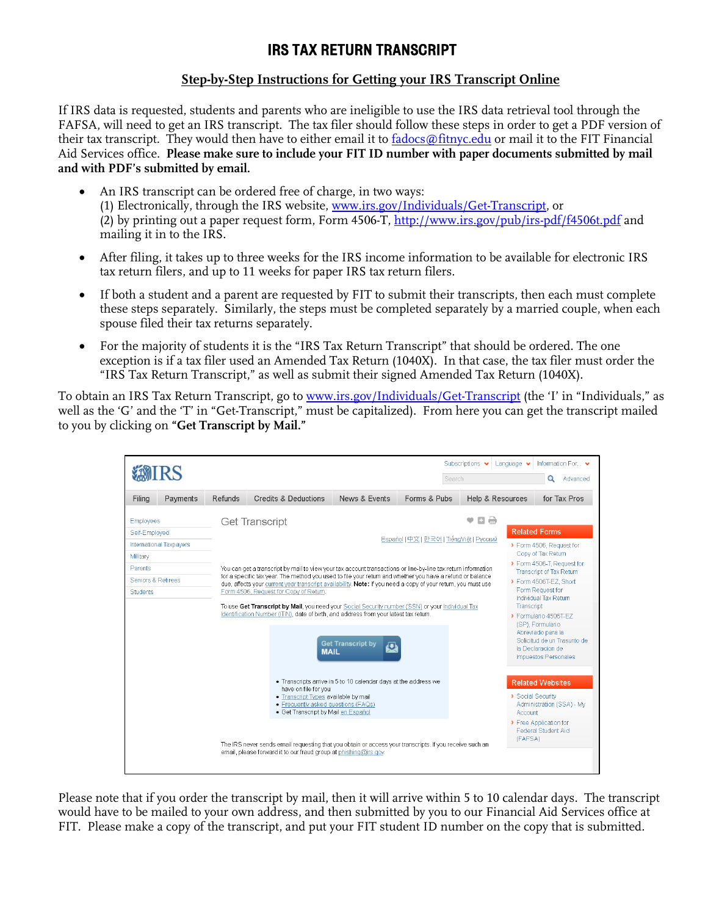# IRS TAX RETURN TRANSCRIPT

## Step-by-Step Instructions for Getting your IRS Transcript Online

If IRS data is requested, students and parents who are ineligible to use the IRS data retrieval tool through the FAFSA, will need to get an IRS transcript. The tax filer should follow these steps in order to get a PDF version of their tax transcript. They would then have to either email it to fadocs@fitnyc.edu or mail it to the FIT Financial Aid Services office. **Please make sure to include your FIT ID number with paper documents submitted by mail and with PDF's submitted by email.**

- An IRS transcript can be ordered free of charge, in two ways:
  (1) Electronically, through the IRS website, www.irs.gov/Individuals/Get-Transcript, or
  (2) by printing out a paper request form, Form 4506-T, http://www.irs.gov/pub/irs-pdf/f4506t.pdf and mailing it in to the IRS.
- After filing, it takes up to three weeks for the IRS income information to be available for electronic IRS tax return filers, and up to 11 weeks for paper IRS tax return filers.
- If both a student and a parent are requested by FIT to submit their transcripts, then each must complete these steps separately. Similarly, the steps must be completed separately by a married couple, when each spouse filed their tax returns separately.
- For the majority of students it is the "IRS Tax Return Transcript" that should be ordered. The one exception is if a tax filer used an Amended Tax Return (1040X). In that case, the tax filer must order the "IRS Tax Return Transcript," as well as submit their signed Amended Tax Return (1040X).

To obtain an IRS Tax Return Transcript, go to www.irs.gov/Individuals/Get-Transcript (the 'I' in "Individuals," as well as the 'G' and the 'T' in "Get-Transcript," must be capitalized). From here you can get the transcript mailed to you by clicking on **"Get Transcript by Mail."**

Please note that if you order the transcript by mail, then it will arrive within 5 to 10 calendar days. The transcript would have to be mailed to your own address, and then submitted by you to our Financial Aid Services office at FIT. Please make a copy of the transcript, and put your FIT student ID number on the copy that is submitted.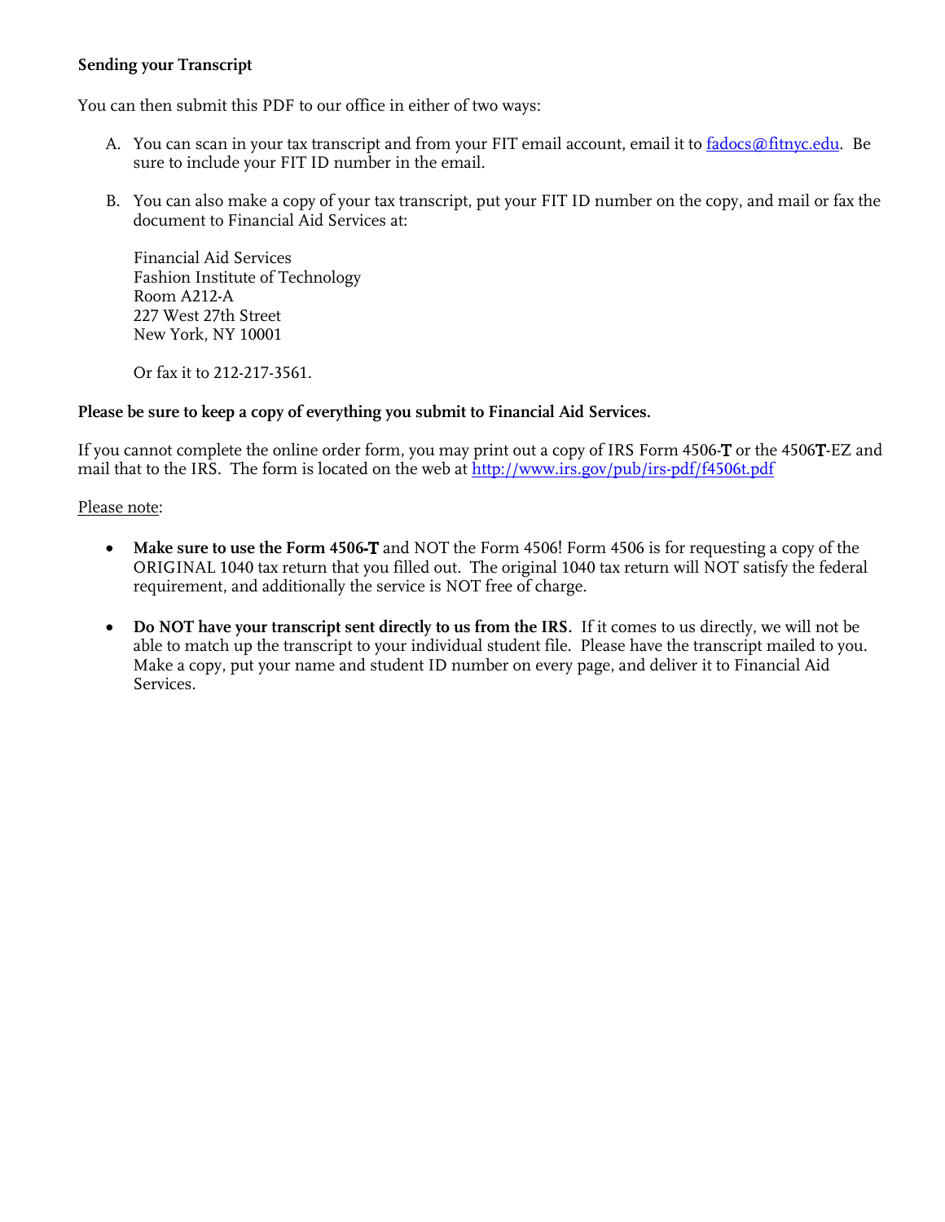**Sending your Transcript**

You can then submit this PDF to our office in either of two ways:

A. You can scan in your tax transcript and from your FIT email account, email it to fadocs@fitnyc.edu. Be sure to include your FIT ID number in the email.

B. You can also make a copy of your tax transcript, put your FIT ID number on the copy, and mail or fax the document to Financial Aid Services at:

   Financial Aid Services
   Fashion Institute of Technology
   Room A212-A
   227 West 27th Street
   New York, NY 10001

   Or fax it to 212-217-3561.

**Please be sure to keep a copy of everything you submit to Financial Aid Services.**

If you cannot complete the online order form, you may print out a copy of IRS Form 4506-T or the 4506T-EZ and mail that to the IRS. The form is located on the web at http://www.irs.gov/pub/irs-pdf/f4506t.pdf

Please note:

- **Make sure to use the Form 4506-T** and NOT the Form 4506! Form 4506 is for requesting a copy of the ORIGINAL 1040 tax return that you filled out. The original 1040 tax return will NOT satisfy the federal requirement, and additionally the service is NOT free of charge.

- **Do NOT have your transcript sent directly to us from the IRS.** If it comes to us directly, we will not be able to match up the transcript to your individual student file. Please have the transcript mailed to you. Make a copy, put your name and student ID number on every page, and deliver it to Financial Aid Services.